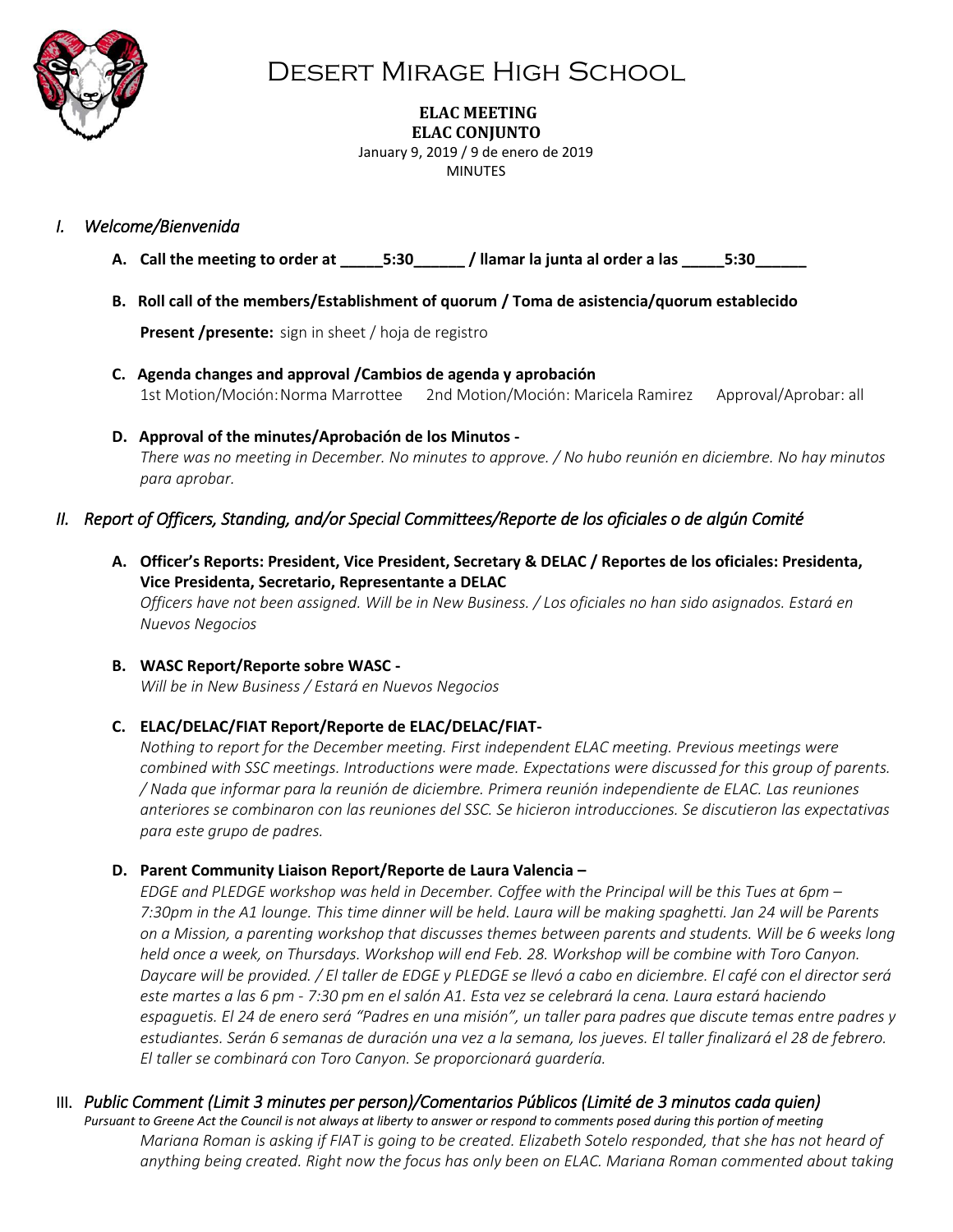# Desert Mirage High School

**ELAC MEETING**
**ELAC CONJUNTO**
January 9, 2019 / 9 de enero de 2019
MINUTES

## *I. Welcome/Bienvenida*

**A. Call the meeting to order at _____5:30______ / llamar la junta al order a las _____5:30______**

**B. Roll call of the members/Establishment of quorum / Toma de asistencia/quorum establecido**

**Present /presente:** sign in sheet / hoja de registro

**C. Agenda changes and approval /Cambios de agenda y aprobación**
1st Motion/Moción: Norma Marrottee  2nd Motion/Moción: Maricela Ramirez  Approval/Aprobar: all

**D. Approval of the minutes/Aprobación de los Minutos -**
*There was no meeting in December. No minutes to approve. / No hubo reunión en diciembre. No hay minutos para aprobar.*

## *II. Report of Officers, Standing, and/or Special Committees/Reporte de los oficiales o de algún Comité*

**A. Officer's Reports: President, Vice President, Secretary & DELAC / Reportes de los oficiales: Presidenta, Vice Presidenta, Secretario, Representante a DELAC**
*Officers have not been assigned. Will be in New Business. / Los oficiales no han sido asignados. Estará en Nuevos Negocios*

**B. WASC Report/Reporte sobre WASC -**
*Will be in New Business / Estará en Nuevos Negocios*

**C. ELAC/DELAC/FIAT Report/Reporte de ELAC/DELAC/FIAT-**
*Nothing to report for the December meeting. First independent ELAC meeting. Previous meetings were combined with SSC meetings. Introductions were made. Expectations were discussed for this group of parents. / Nada que informar para la reunión de diciembre. Primera reunión independiente de ELAC. Las reuniones anteriores se combinaron con las reuniones del SSC. Se hicieron introducciones. Se discutieron las expectativas para este grupo de padres.*

**D. Parent Community Liaison Report/Reporte de Laura Valencia –**
*EDGE and PLEDGE workshop was held in December. Coffee with the Principal will be this Tues at 6pm – 7:30pm in the A1 lounge. This time dinner will be held. Laura will be making spaghetti. Jan 24 will be Parents on a Mission, a parenting workshop that discusses themes between parents and students. Will be 6 weeks long held once a week, on Thursdays. Workshop will end Feb. 28. Workshop will be combine with Toro Canyon. Daycare will be provided. / El taller de EDGE y PLEDGE se llevó a cabo en diciembre. El café con el director será este martes a las 6 pm - 7:30 pm en el salón A1. Esta vez se celebrará la cena. Laura estará haciendo espaguetis. El 24 de enero será "Padres en una misión", un taller para padres que discute temas entre padres y estudiantes. Serán 6 semanas de duración una vez a la semana, los jueves. El taller finalizará el 28 de febrero. El taller se combinará con Toro Canyon. Se proporcionará guardería.*

## III. *Public Comment (Limit 3 minutes per person)/Comentarios Públicos (Limité de 3 minutos cada quien)*

*Pursuant to Greene Act the Council is not always at liberty to answer or respond to comments posed during this portion of meeting*

*Mariana Roman is asking if FIAT is going to be created. Elizabeth Sotelo responded, that she has not heard of anything being created. Right now the focus has only been on ELAC. Mariana Roman commented about taking*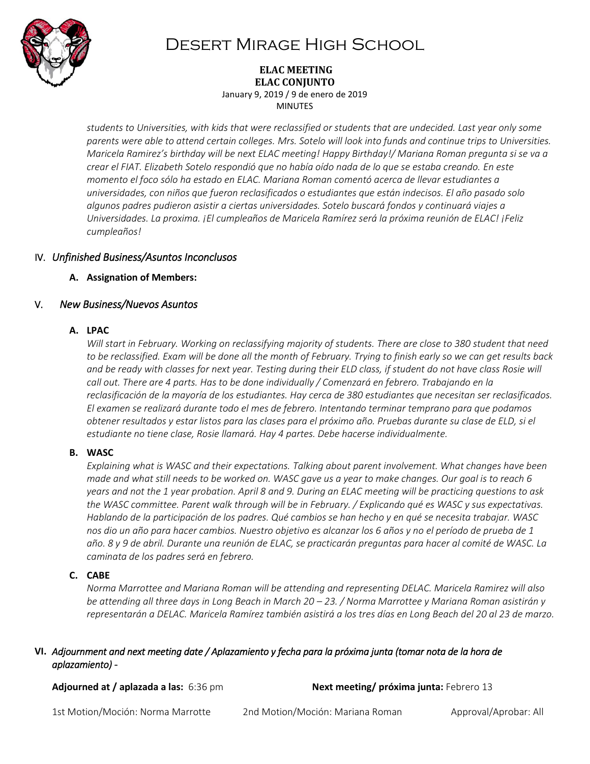# Desert Mirage High School

**ELAC MEETING**
**ELAC CONJUNTO**
January 9, 2019 / 9 de enero de 2019
MINUTES

*students to Universities, with kids that were reclassified or students that are undecided. Last year only some parents were able to attend certain colleges. Mrs. Sotelo will look into funds and continue trips to Universities. Maricela Ramirez's birthday will be next ELAC meeting! Happy Birthday!/ Mariana Roman pregunta si se va a crear el FIAT. Elizabeth Sotelo respondió que no había oído nada de lo que se estaba creando. En este momento el foco sólo ha estado en ELAC. Mariana Roman comentó acerca de llevar estudiantes a universidades, con niños que fueron reclasificados o estudiantes que están indecisos. El año pasado solo algunos padres pudieron asistir a ciertas universidades. Sotelo buscará fondos y continuará viajes a Universidades. La proxima. ¡El cumpleaños de Maricela Ramírez será la próxima reunión de ELAC! ¡Feliz cumpleaños!*

## IV. *Unfinished Business/Asuntos Inconclusos*

**A. Assignation of Members:**

## V. *New Business/Nuevos Asuntos*

**A. LPAC**

*Will start in February. Working on reclassifying majority of students. There are close to 380 student that need to be reclassified. Exam will be done all the month of February. Trying to finish early so we can get results back and be ready with classes for next year. Testing during their ELD class, if student do not have class Rosie will call out. There are 4 parts. Has to be done individually / Comenzará en febrero. Trabajando en la reclasificación de la mayoría de los estudiantes. Hay cerca de 380 estudiantes que necesitan ser reclasificados. El examen se realizará durante todo el mes de febrero. Intentando terminar temprano para que podamos obtener resultados y estar listos para las clases para el próximo año. Pruebas durante su clase de ELD, si el estudiante no tiene clase, Rosie llamará. Hay 4 partes. Debe hacerse individualmente.*

**B. WASC**

*Explaining what is WASC and their expectations. Talking about parent involvement. What changes have been made and what still needs to be worked on. WASC gave us a year to make changes. Our goal is to reach 6 years and not the 1 year probation. April 8 and 9. During an ELAC meeting will be practicing questions to ask the WASC committee. Parent walk through will be in February. / Explicando qué es WASC y sus expectativas. Hablando de la participación de los padres. Qué cambios se han hecho y en qué se necesita trabajar. WASC nos dio un año para hacer cambios. Nuestro objetivo es alcanzar los 6 años y no el período de prueba de 1 año. 8 y 9 de abril. Durante una reunión de ELAC, se practicarán preguntas para hacer al comité de WASC. La caminata de los padres será en febrero.*

**C. CABE**

*Norma Marrottee and Mariana Roman will be attending and representing DELAC. Maricela Ramirez will also be attending all three days in Long Beach in March 20 – 23. / Norma Marrottee y Mariana Roman asistirán y representarán a DELAC. Maricela Ramírez también asistirá a los tres días en Long Beach del 20 al 23 de marzo.*

## VI. *Adjournment and next meeting date / Aplazamiento y fecha para la próxima junta (tomar nota de la hora de aplazamiento) -*

**Adjourned at / aplazada a las:** 6:36 pm  **Next meeting/ próxima junta:** Febrero 13

1st Motion/Moción: Norma Marrotte  2nd Motion/Moción: Mariana Roman  Approval/Aprobar: All